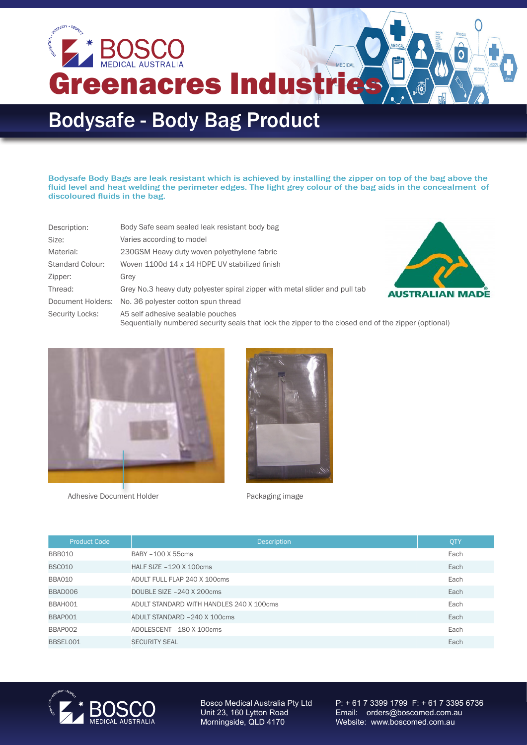# Greenacres Industries

## Bodysafe - Body Bag Product

**Bodysafe Body Bags are leak resistant which is achieved by installing the zipper on top of the bag above the fluid level and heat welding the perimeter edges. The light grey colour of the bag aids in the concealment of discoloured fluids in the bag.**

| | |
|---|---|
| Description: | Body Safe seam sealed leak resistant body bag |
| Size: | Varies according to model |
| Material: | 230GSM Heavy duty woven polyethylene fabric |
| Standard Colour: | Woven 1100d 14 x 14 HDPE UV stabilized finish |
| Zipper: | Grey |
| Thread: | Grey No.3 heavy duty polyester spiral zipper with metal slider and pull tab |
| Document Holders: | No. 36 polyester cotton spun thread |
| Security Locks: | A5 self adhesive sealable pouches<br>Sequentially numbered security seals that lock the zipper to the closed end of the zipper (optional) |

AUSTRALIAN MADE

Adhesive Document Holder

Packaging image

| Product Code | Description | QTY |
|---|---|---|
| BBB010 | BABY –100 X 55cms | Each |
| BSC010 | HALF SIZE –120 X 100cms | Each |
| BBA010 | ADULT FULL FLAP 240 X 100cms | Each |
| BBAD006 | DOUBLE SIZE –240 X 200cms | Each |
| BBAH001 | ADULT STANDARD WITH HANDLES 240 X 100cms | Each |
| BBAP001 | ADULT STANDARD –240 X 100cms | Each |
| BBAP002 | ADOLESCENT –180 X 100cms | Each |
| BBSEL001 | SECURITY SEAL | Each |

Bosco Medical Australia Pty Ltd
Unit 23, 160 Lytton Road
Morningside, QLD 4170

P: + 61 7 3399 1799 F: + 61 7 3395 6736
Email: orders@boscomed.com.au
Website: www.boscomed.com.au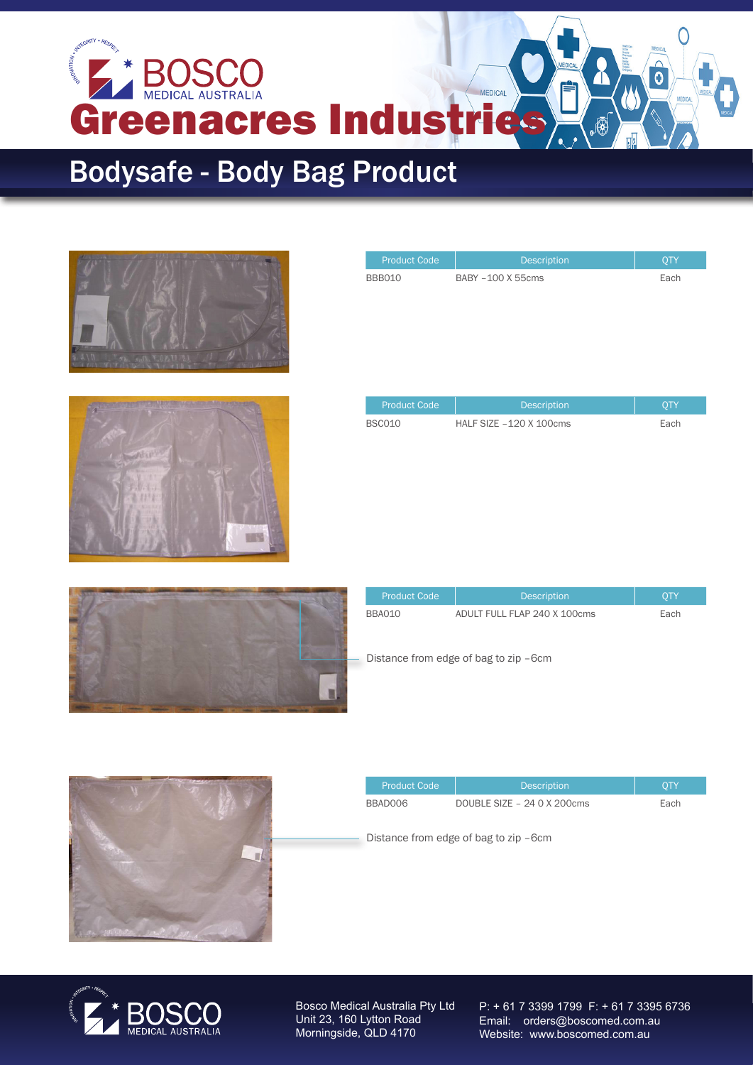# Greenacres Industries

## Bodysafe - Body Bag Product

| Product Code | Description | QTY |
| --- | --- | --- |
| BBB010 | BABY –100 X 55cms | Each |

| Product Code | Description | QTY |
| --- | --- | --- |
| BSC010 | HALF SIZE –120 X 100cms | Each |

| Product Code | Description | QTY |
| --- | --- | --- |
| BBA010 | ADULT FULL FLAP 240 X 100cms | Each |

Distance from edge of bag to zip –6cm

| Product Code | Description | QTY |
| --- | --- | --- |
| BBAD006 | DOUBLE SIZE – 24 0 X 200cms | Each |

Distance from edge of bag to zip –6cm

Bosco Medical Australia Pty Ltd
Unit 23, 160 Lytton Road
Morningside, QLD 4170

P: + 61 7 3399 1799 F: + 61 7 3395 6736
Email: orders@boscomed.com.au
Website: www.boscomed.com.au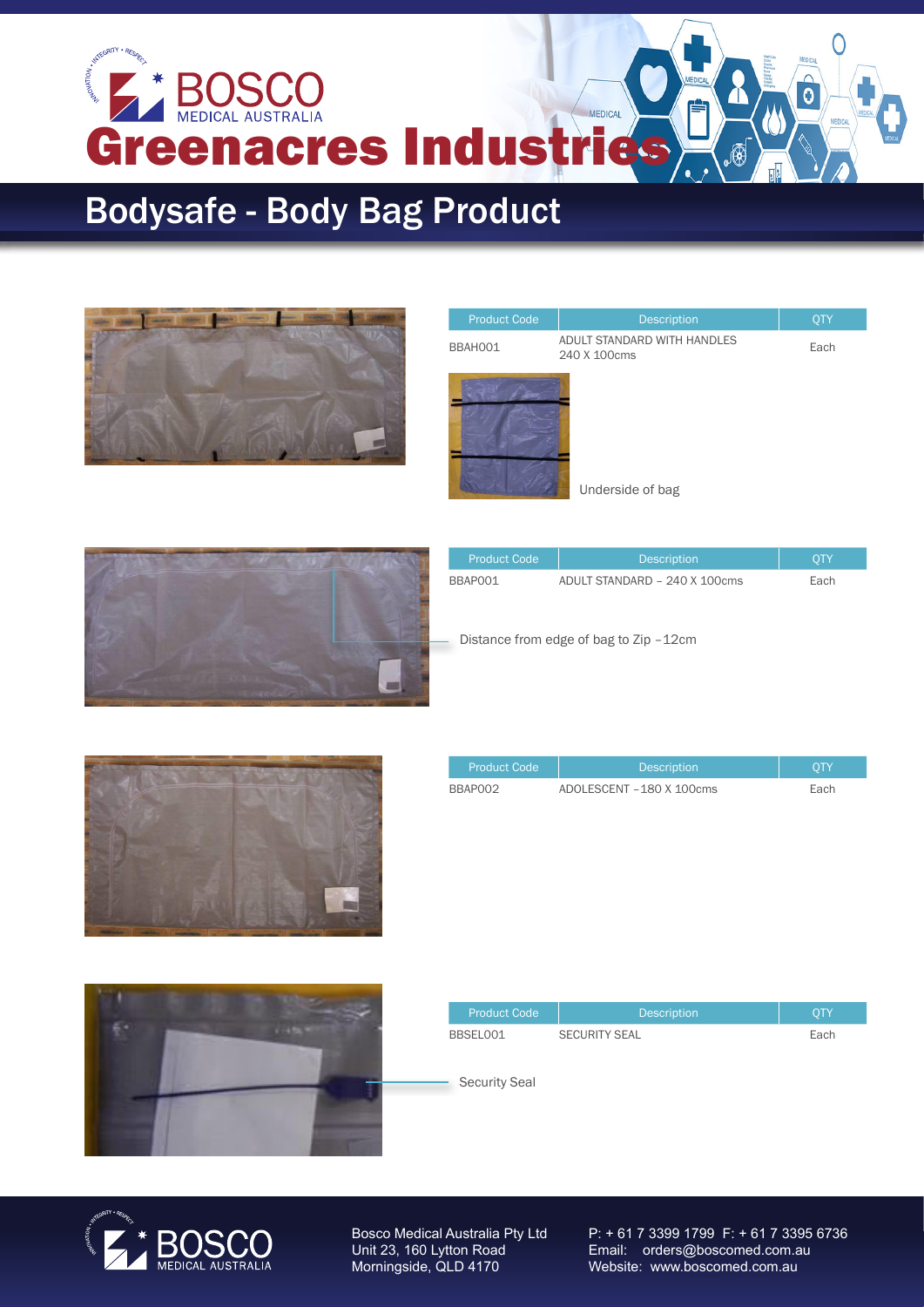BOSCO MEDICAL AUSTRALIA

# Greenacres Industries

## Bodysafe - Body Bag Product

| Product Code | Description | QTY |
|---|---|---|
| BBAH001 | ADULT STANDARD WITH HANDLES 240 X 100cms | Each |

Underside of bag

| Product Code | Description | QTY |
|---|---|---|
| BBAP001 | ADULT STANDARD – 240 X 100cms | Each |

Distance from edge of bag to Zip –12cm

| Product Code | Description | QTY |
|---|---|---|
| BBAP002 | ADOLESCENT –180 X 100cms | Each |

| Product Code | Description | QTY |
|---|---|---|
| BBSEL001 | SECURITY SEAL | Each |

Security Seal

Bosco Medical Australia Pty Ltd
Unit 23, 160 Lytton Road
Morningside, QLD 4170

P: + 61 7 3399 1799 F: + 61 7 3395 6736
Email: orders@boscomed.com.au
Website: www.boscomed.com.au